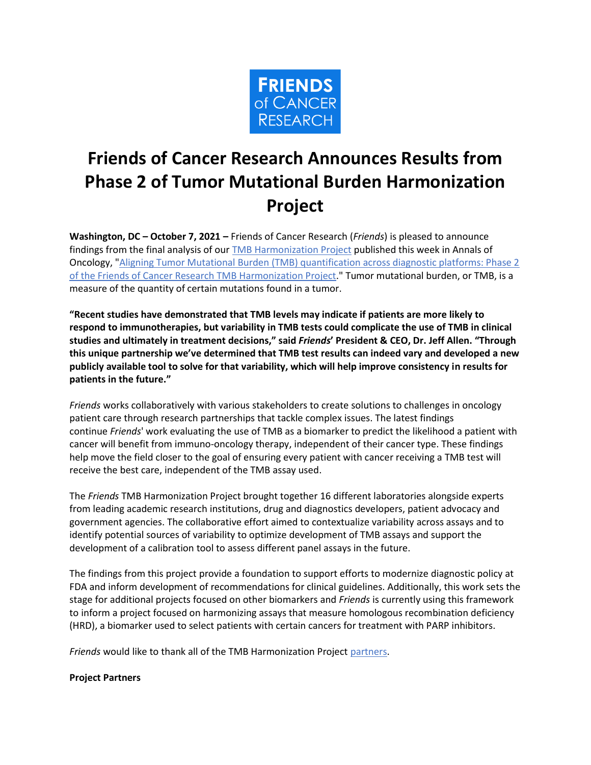FRIENDS of CANCER RESEARCH

# Friends of Cancer Research Announces Results from Phase 2 of Tumor Mutational Burden Harmonization Project

**Washington, DC – October 7, 2021 –** Friends of Cancer Research (*Friends*) is pleased to announce findings from the final analysis of our [TMB Harmonization Project]() published this week in Annals of Oncology, "[Aligning Tumor Mutational Burden (TMB) quantification across diagnostic platforms: Phase 2 of the Friends of Cancer Research TMB Harmonization Project]()." Tumor mutational burden, or TMB, is a measure of the quantity of certain mutations found in a tumor.

**"Recent studies have demonstrated that TMB levels may indicate if patients are more likely to respond to immunotherapies, but variability in TMB tests could complicate the use of TMB in clinical studies and ultimately in treatment decisions," said *Friends*' President & CEO, Dr. Jeff Allen. "Through this unique partnership we've determined that TMB test results can indeed vary and developed a new publicly available tool to solve for that variability, which will help improve consistency in results for patients in the future."**

*Friends* works collaboratively with various stakeholders to create solutions to challenges in oncology patient care through research partnerships that tackle complex issues. The latest findings continue *Friends*' work evaluating the use of TMB as a biomarker to predict the likelihood a patient with cancer will benefit from immuno-oncology therapy, independent of their cancer type. These findings help move the field closer to the goal of ensuring every patient with cancer receiving a TMB test will receive the best care, independent of the TMB assay used.

The *Friends* TMB Harmonization Project brought together 16 different laboratories alongside experts from leading academic research institutions, drug and diagnostics developers, patient advocacy and government agencies. The collaborative effort aimed to contextualize variability across assays and to identify potential sources of variability to optimize development of TMB assays and support the development of a calibration tool to assess different panel assays in the future.

The findings from this project provide a foundation to support efforts to modernize diagnostic policy at FDA and inform development of recommendations for clinical guidelines. Additionally, this work sets the stage for additional projects focused on other biomarkers and *Friends* is currently using this framework to inform a project focused on harmonizing assays that measure homologous recombination deficiency (HRD), a biomarker used to select patients with certain cancers for treatment with PARP inhibitors.

*Friends* would like to thank all of the TMB Harmonization Project [partners]().

**Project Partners**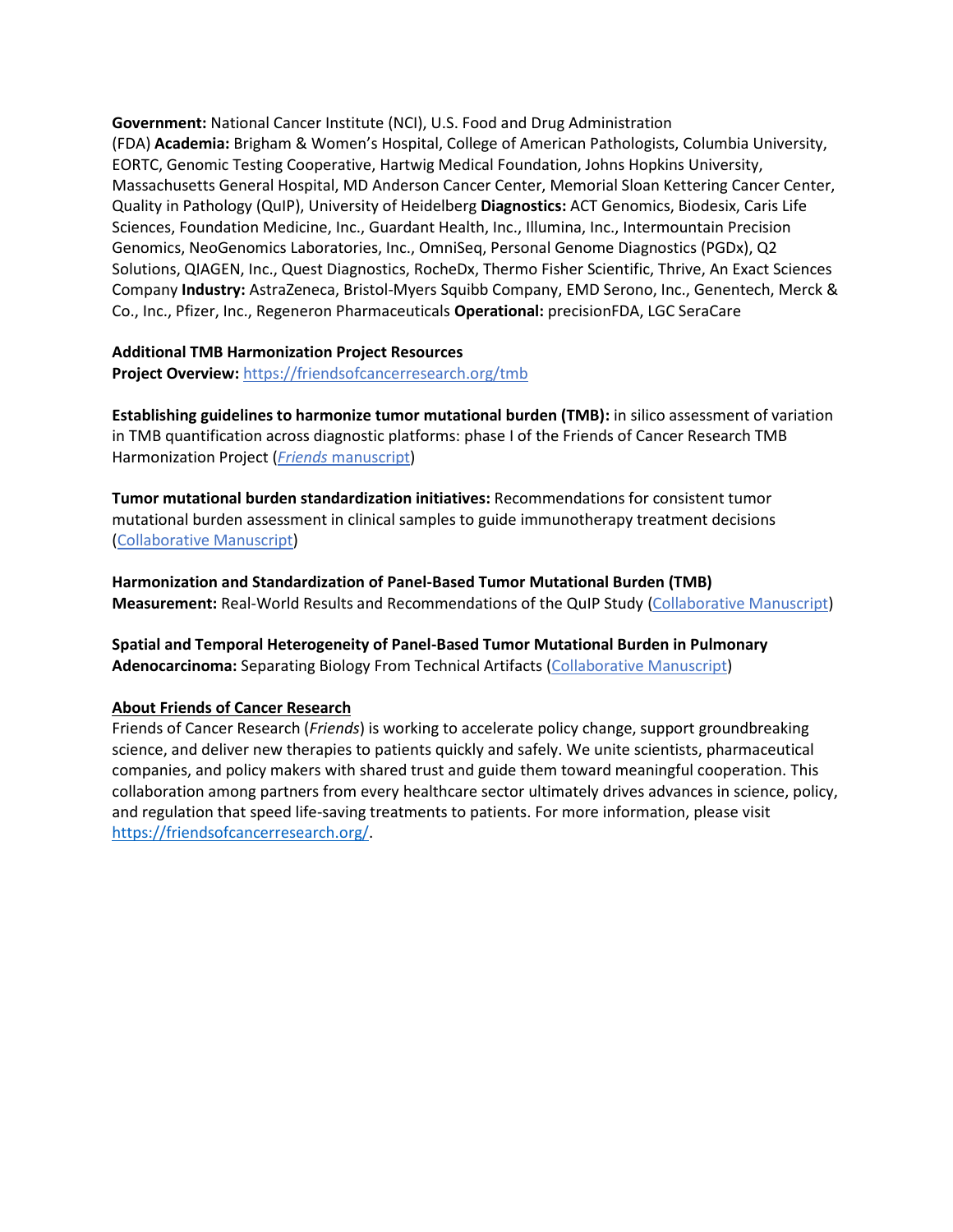**Government:** National Cancer Institute (NCI), U.S. Food and Drug Administration (FDA) **Academia:** Brigham & Women's Hospital, College of American Pathologists, Columbia University, EORTC, Genomic Testing Cooperative, Hartwig Medical Foundation, Johns Hopkins University, Massachusetts General Hospital, MD Anderson Cancer Center, Memorial Sloan Kettering Cancer Center, Quality in Pathology (QuIP), University of Heidelberg **Diagnostics:** ACT Genomics, Biodesix, Caris Life Sciences, Foundation Medicine, Inc., Guardant Health, Inc., Illumina, Inc., Intermountain Precision Genomics, NeoGenomics Laboratories, Inc., OmniSeq, Personal Genome Diagnostics (PGDx), Q2 Solutions, QIAGEN, Inc., Quest Diagnostics, RocheDx, Thermo Fisher Scientific, Thrive, An Exact Sciences Company **Industry:** AstraZeneca, Bristol-Myers Squibb Company, EMD Serono, Inc., Genentech, Merck & Co., Inc., Pfizer, Inc., Regeneron Pharmaceuticals **Operational:** precisionFDA, LGC SeraCare

**Additional TMB Harmonization Project Resources**
**Project Overview:** https://friendsofcancerresearch.org/tmb

**Establishing guidelines to harmonize tumor mutational burden (TMB):** in silico assessment of variation in TMB quantification across diagnostic platforms: phase I of the Friends of Cancer Research TMB Harmonization Project (*Friends* manuscript)

**Tumor mutational burden standardization initiatives:** Recommendations for consistent tumor mutational burden assessment in clinical samples to guide immunotherapy treatment decisions (Collaborative Manuscript)

**Harmonization and Standardization of Panel-Based Tumor Mutational Burden (TMB) Measurement:** Real-World Results and Recommendations of the QuIP Study (Collaborative Manuscript)

**Spatial and Temporal Heterogeneity of Panel-Based Tumor Mutational Burden in Pulmonary Adenocarcinoma:** Separating Biology From Technical Artifacts (Collaborative Manuscript)

**About Friends of Cancer Research**

Friends of Cancer Research (*Friends*) is working to accelerate policy change, support groundbreaking science, and deliver new therapies to patients quickly and safely. We unite scientists, pharmaceutical companies, and policy makers with shared trust and guide them toward meaningful cooperation. This collaboration among partners from every healthcare sector ultimately drives advances in science, policy, and regulation that speed life-saving treatments to patients. For more information, please visit https://friendsofcancerresearch.org/.